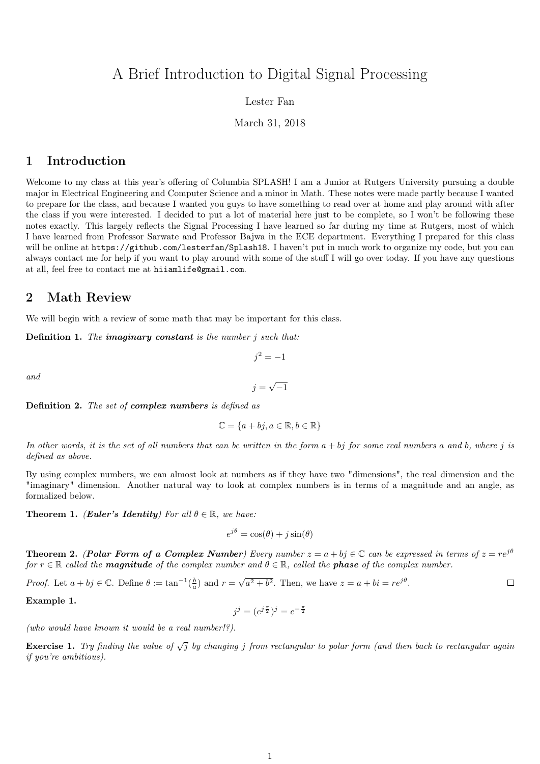# A Brief Introduction to Digital Signal Processing

Lester Fan

March 31, 2018

## 1 Introduction

Welcome to my class at this year's offering of Columbia SPLASH! I am a Junior at Rutgers University pursuing a double major in Electrical Engineering and Computer Science and a minor in Math. These notes were made partly because I wanted to prepare for the class, and because I wanted you guys to have something to read over at home and play around with after the class if you were interested. I decided to put a lot of material here just to be complete, so I won't be following these notes exactly. This largely reflects the Signal Processing I have learned so far during my time at Rutgers, most of which I have learned from Professor Sarwate and Professor Bajwa in the ECE department. Everything I prepared for this class will be online at `https://github.com/lesterfan/Splash18`. I haven't put in much work to organize my code, but you can always contact me for help if you want to play around with some of the stuff I will go over today. If you have any questions at all, feel free to contact me at `hiiamlife@gmail.com`.

## 2 Math Review

We will begin with a review of some math that may be important for this class.

**Definition 1.** *The **imaginary constant** is the number $j$ such that:*

$$j^2 = -1$$

*and*

$$j = \sqrt{-1}$$

**Definition 2.** *The set of **complex numbers** is defined as*

$$\mathbb{C} = \{a + bj, a \in \mathbb{R}, b \in \mathbb{R}\}$$

*In other words, it is the set of all numbers that can be written in the form $a + bj$ for some real numbers $a$ and $b$, where $j$ is defined as above.*

By using complex numbers, we can almost look at numbers as if they have two "dimensions", the real dimension and the "imaginary" dimension. Another natural way to look at complex numbers is in terms of a magnitude and an angle, as formalized below.

**Theorem 1.** *(**Euler's Identity**) For all $\theta \in \mathbb{R}$, we have:*

$$e^{j\theta} = \cos(\theta) + j\sin(\theta)$$

**Theorem 2.** *(**Polar Form of a Complex Number**) Every number $z = a + bj \in \mathbb{C}$ can be expressed in terms of $z = re^{j\theta}$ for $r \in \mathbb{R}$ called the **magnitude** of the complex number and $\theta \in \mathbb{R}$, called the **phase** of the complex number.*

*Proof.* Let $a + bj \in \mathbb{C}$. Define $\theta := \tan^{-1}(\frac{b}{a})$ and $r = \sqrt{a^2 + b^2}$. Then, we have $z = a + bi = re^{j\theta}$. □

**Example 1.**

$$j^j = (e^{j\frac{\pi}{2}})^j = e^{-\frac{\pi}{2}}$$

*(who would have known it would be a real number!?).*

**Exercise 1.** *Try finding the value of $\sqrt{j}$ by changing $j$ from rectangular to polar form (and then back to rectangular again if you're ambitious).*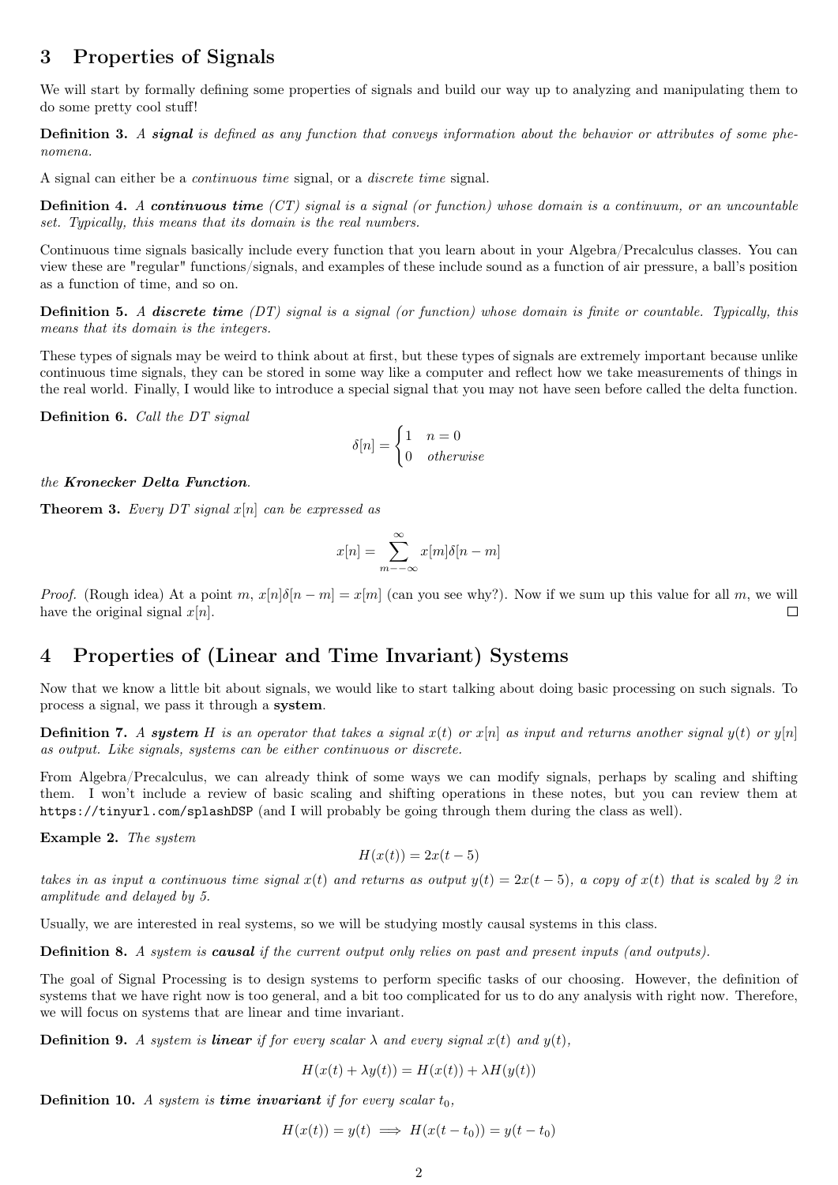## 3 Properties of Signals

We will start by formally defining some properties of signals and build our way up to analyzing and manipulating them to do some pretty cool stuff!

**Definition 3.** *A **signal** is defined as any function that conveys information about the behavior or attributes of some phenomena.*

A signal can either be a *continuous time* signal, or a *discrete time* signal.

**Definition 4.** *A **continuous time** (CT) signal is a signal (or function) whose domain is a continuum, or an uncountable set. Typically, this means that its domain is the real numbers.*

Continuous time signals basically include every function that you learn about in your Algebra/Precalculus classes. You can view these are "regular" functions/signals, and examples of these include sound as a function of air pressure, a ball's position as a function of time, and so on.

**Definition 5.** *A **discrete time** (DT) signal is a signal (or function) whose domain is finite or countable. Typically, this means that its domain is the integers.*

These types of signals may be weird to think about at first, but these types of signals are extremely important because unlike continuous time signals, they can be stored in some way like a computer and reflect how we take measurements of things in the real world. Finally, I would like to introduce a special signal that you may not have seen before called the delta function.

**Definition 6.** *Call the DT signal*

$$\delta[n] = \begin{cases} 1 & n = 0 \\ 0 & otherwise \end{cases}$$

*the **Kronecker Delta Function**.*

**Theorem 3.** *Every DT signal $x[n]$ can be expressed as*

$$x[n] = \sum_{m-- \infty}^{\infty} x[m]\delta[n-m]$$

*Proof.* (Rough idea) At a point $m$, $x[n]\delta[n-m] = x[m]$ (can you see why?). Now if we sum up this value for all $m$, we will have the original signal $x[n]$. ∎

## 4 Properties of (Linear and Time Invariant) Systems

Now that we know a little bit about signals, we would like to start talking about doing basic processing on such signals. To process a signal, we pass it through a **system**.

**Definition 7.** *A **system** $H$ is an operator that takes a signal $x(t)$ or $x[n]$ as input and returns another signal $y(t)$ or $y[n]$ as output. Like signals, systems can be either continuous or discrete.*

From Algebra/Precalculus, we can already think of some ways we can modify signals, perhaps by scaling and shifting them. I won't include a review of basic scaling and shifting operations in these notes, but you can review them at `https://tinyurl.com/splashDSP` (and I will probably be going through them during the class as well).

**Example 2.** *The system*

$$H(x(t)) = 2x(t-5)$$

*takes in as input a continuous time signal $x(t)$ and returns as output $y(t) = 2x(t-5)$, a copy of $x(t)$ that is scaled by 2 in amplitude and delayed by 5.*

Usually, we are interested in real systems, so we will be studying mostly causal systems in this class.

**Definition 8.** *A system is **causal** if the current output only relies on past and present inputs (and outputs).*

The goal of Signal Processing is to design systems to perform specific tasks of our choosing. However, the definition of systems that we have right now is too general, and a bit too complicated for us to do any analysis with right now. Therefore, we will focus on systems that are linear and time invariant.

**Definition 9.** *A system is **linear** if for every scalar $\lambda$ and every signal $x(t)$ and $y(t)$,*

$$H(x(t) + \lambda y(t)) = H(x(t)) + \lambda H(y(t))$$

**Definition 10.** *A system is **time invariant** if for every scalar $t_0$,*

$$H(x(t)) = y(t) \implies H(x(t-t_0)) = y(t-t_0)$$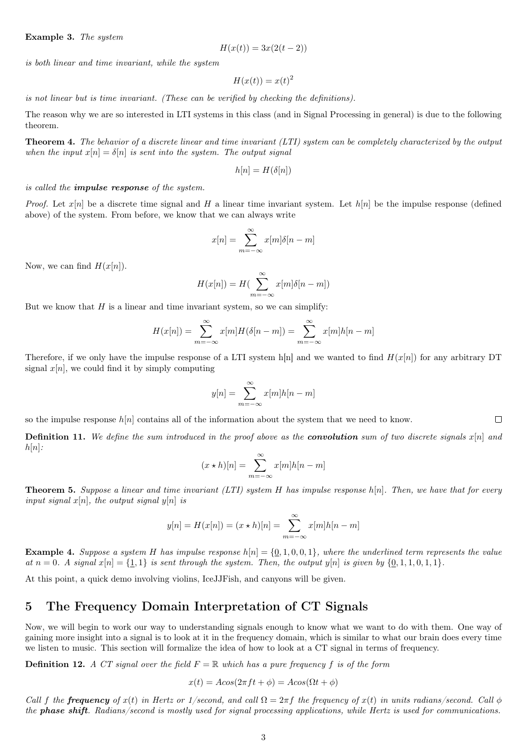**Example 3.** *The system*

$$H(x(t)) = 3x(2(t-2))$$

*is both linear and time invariant, while the system*

$$H(x(t)) = x(t)^2$$

*is not linear but is time invariant. (These can be verified by checking the definitions).*

The reason why we are so interested in LTI systems in this class (and in Signal Processing in general) is due to the following theorem.

**Theorem 4.** *The behavior of a discrete linear and time invariant (LTI) system can be completely characterized by the output when the input $x[n] = \delta[n]$ is sent into the system. The output signal*

$$h[n] = H(\delta[n])$$

*is called the **impulse response** of the system.*

*Proof.* Let $x[n]$ be a discrete time signal and $H$ a linear time invariant system. Let $h[n]$ be the impulse response (defined above) of the system. From before, we know that we can always write

$$x[n] = \sum_{m=-\infty}^{\infty} x[m]\delta[n-m]$$

Now, we can find $H(x[n])$.

$$H(x[n]) = H(\sum_{m=-\infty}^{\infty} x[m]\delta[n-m])$$

But we know that $H$ is a linear and time invariant system, so we can simplify:

$$H(x[n]) = \sum_{m=-\infty}^{\infty} x[m]H(\delta[n-m]) = \sum_{m=-\infty}^{\infty} x[m]h[n-m]$$

Therefore, if we only have the impulse response of a LTI system h[n] and we wanted to find $H(x[n])$ for any arbitrary DT signal $x[n]$, we could find it by simply computing

$$y[n] = \sum_{m=-\infty}^{\infty} x[m]h[n-m]$$

so the impulse response $h[n]$ contains all of the information about the system that we need to know. □

**Definition 11.** *We define the sum introduced in the proof above as the **convolution** sum of two discrete signals $x[n]$ and $h[n]$:*

$$(x \star h)[n] = \sum_{m=-\infty}^{\infty} x[m]h[n-m]$$

**Theorem 5.** *Suppose a linear and time invariant (LTI) system $H$ has impulse response $h[n]$. Then, we have that for every input signal $x[n]$, the output signal $y[n]$ is*

$$y[n] = H(x[n]) = (x \star h)[n] = \sum_{m=-\infty}^{\infty} x[m]h[n-m]$$

**Example 4.** *Suppose a system $H$ has impulse response $h[n] = \{\underline{0}, 1, 0, 0, 1\}$, where the underlined term represents the value at $n = 0$. A signal $x[n] = \{\underline{1}, 1\}$ is sent through the system. Then, the output $y[n]$ is given by $\{\underline{0}, 1, 1, 0, 1, 1\}$.*

At this point, a quick demo involving violins, IceJJFish, and canyons will be given.

## 5 The Frequency Domain Interpretation of CT Signals

Now, we will begin to work our way to understanding signals enough to know what we want to do with them. One way of gaining more insight into a signal is to look at it in the frequency domain, which is similar to what our brain does every time we listen to music. This section will formalize the idea of how to look at a CT signal in terms of frequency.

**Definition 12.** *A CT signal over the field $F = \mathbb{R}$ which has a pure frequency $f$ is of the form*

$$x(t) = Acos(2\pi ft + \phi) = Acos(\Omega t + \phi)$$

*Call $f$ the **frequency** of $x(t)$ in Hertz or 1/second, and call $\Omega = 2\pi f$ the frequency of $x(t)$ in units radians/second. Call $\phi$ the **phase shift**. Radians/second is mostly used for signal processing applications, while Hertz is used for communications.*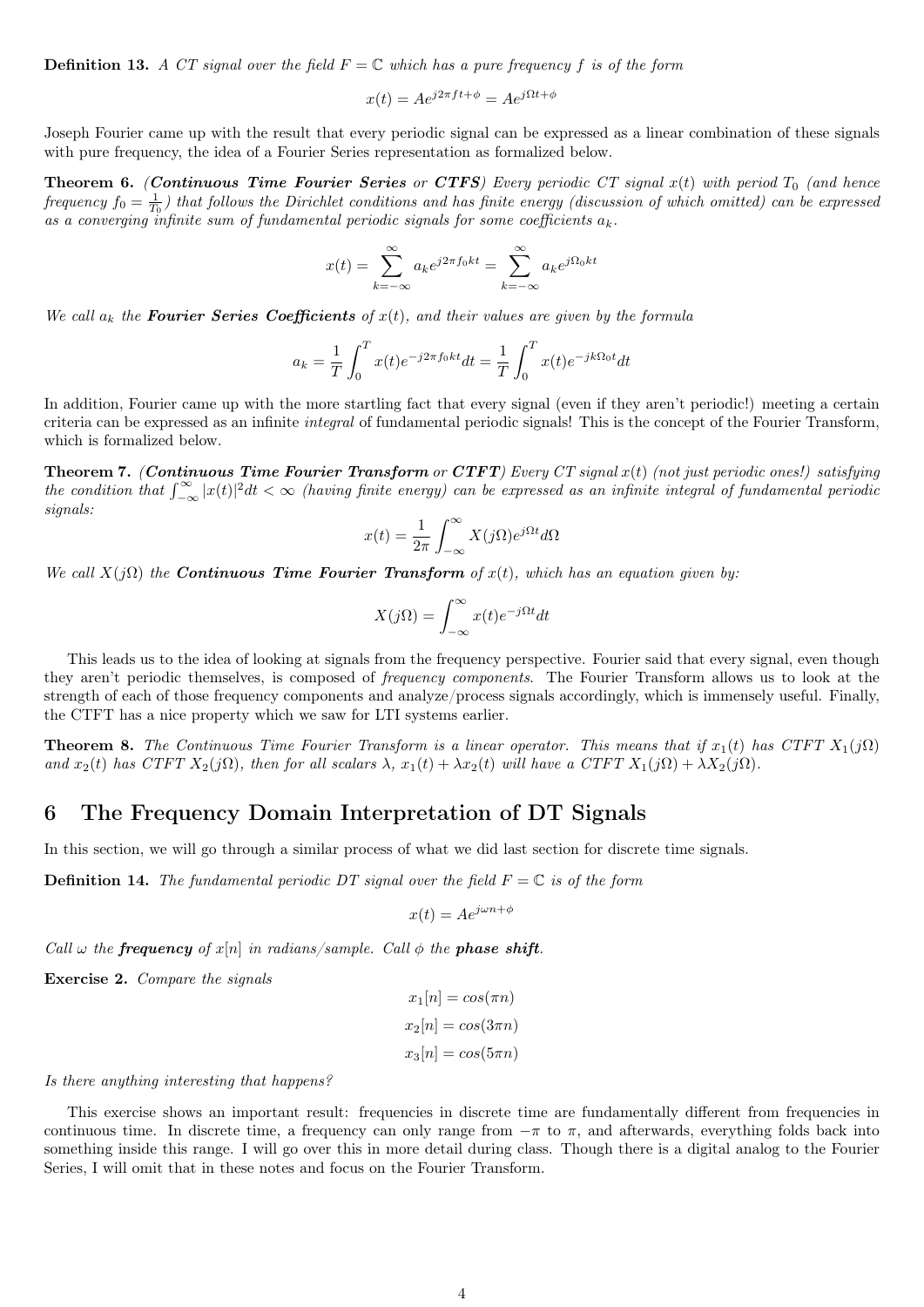**Definition 13.** *A CT signal over the field $F = \mathbb{C}$ which has a pure frequency $f$ is of the form*

$$x(t) = Ae^{j2\pi ft+\phi} = Ae^{j\Omega t+\phi}$$

Joseph Fourier came up with the result that every periodic signal can be expressed as a linear combination of these signals with pure frequency, the idea of a Fourier Series representation as formalized below.

**Theorem 6.** *(**Continuous Time Fourier Series** or **CTFS**) Every periodic CT signal $x(t)$ with period $T_0$ (and hence frequency $f_0 = \frac{1}{T_0}$) that follows the Dirichlet conditions and has finite energy (discussion of which omitted) can be expressed as a converging infinite sum of fundamental periodic signals for some coefficients $a_k$.*

$$x(t) = \sum_{k=-\infty}^{\infty} a_k e^{j2\pi f_0 kt} = \sum_{k=-\infty}^{\infty} a_k e^{j\Omega_0 kt}$$

*We call $a_k$ the **Fourier Series Coefficients** of $x(t)$, and their values are given by the formula*

$$a_k = \frac{1}{T}\int_0^T x(t)e^{-j2\pi f_0 kt}dt = \frac{1}{T}\int_0^T x(t)e^{-jk\Omega_0 t}dt$$

In addition, Fourier came up with the more startling fact that every signal (even if they aren't periodic!) meeting a certain criteria can be expressed as an infinite *integral* of fundamental periodic signals! This is the concept of the Fourier Transform, which is formalized below.

**Theorem 7.** *(**Continuous Time Fourier Transform** or **CTFT**) Every CT signal $x(t)$ (not just periodic ones!) satisfying the condition that $\int_{-\infty}^{\infty} |x(t)|^2 dt < \infty$ (having finite energy) can be expressed as an infinite integral of fundamental periodic signals:*

$$x(t) = \frac{1}{2\pi}\int_{-\infty}^{\infty} X(j\Omega)e^{j\Omega t}d\Omega$$

*We call $X(j\Omega)$ the **Continuous Time Fourier Transform** of $x(t)$, which has an equation given by:*

$$X(j\Omega) = \int_{-\infty}^{\infty} x(t)e^{-j\Omega t}dt$$

This leads us to the idea of looking at signals from the frequency perspective. Fourier said that every signal, even though they aren't periodic themselves, is composed of *frequency components*. The Fourier Transform allows us to look at the strength of each of those frequency components and analyze/process signals accordingly, which is immensely useful. Finally, the CTFT has a nice property which we saw for LTI systems earlier.

**Theorem 8.** *The Continuous Time Fourier Transform is a linear operator. This means that if $x_1(t)$ has CTFT $X_1(j\Omega)$ and $x_2(t)$ has CTFT $X_2(j\Omega)$, then for all scalars $\lambda$, $x_1(t) + \lambda x_2(t)$ will have a CTFT $X_1(j\Omega) + \lambda X_2(j\Omega)$.*

# 6 The Frequency Domain Interpretation of DT Signals

In this section, we will go through a similar process of what we did last section for discrete time signals.

**Definition 14.** *The fundamental periodic DT signal over the field $F = \mathbb{C}$ is of the form*

$$x(t) = Ae^{j\omega n+\phi}$$

*Call $\omega$ the **frequency** of $x[n]$ in radians/sample. Call $\phi$ the **phase shift**.*

**Exercise 2.** *Compare the signals*

$$x_1[n] = cos(\pi n)$$
$$x_2[n] = cos(3\pi n)$$
$$x_3[n] = cos(5\pi n)$$

*Is there anything interesting that happens?*

This exercise shows an important result: frequencies in discrete time are fundamentally different from frequencies in continuous time. In discrete time, a frequency can only range from $-\pi$ to $\pi$, and afterwards, everything folds back into something inside this range. I will go over this in more detail during class. Though there is a digital analog to the Fourier Series, I will omit that in these notes and focus on the Fourier Transform.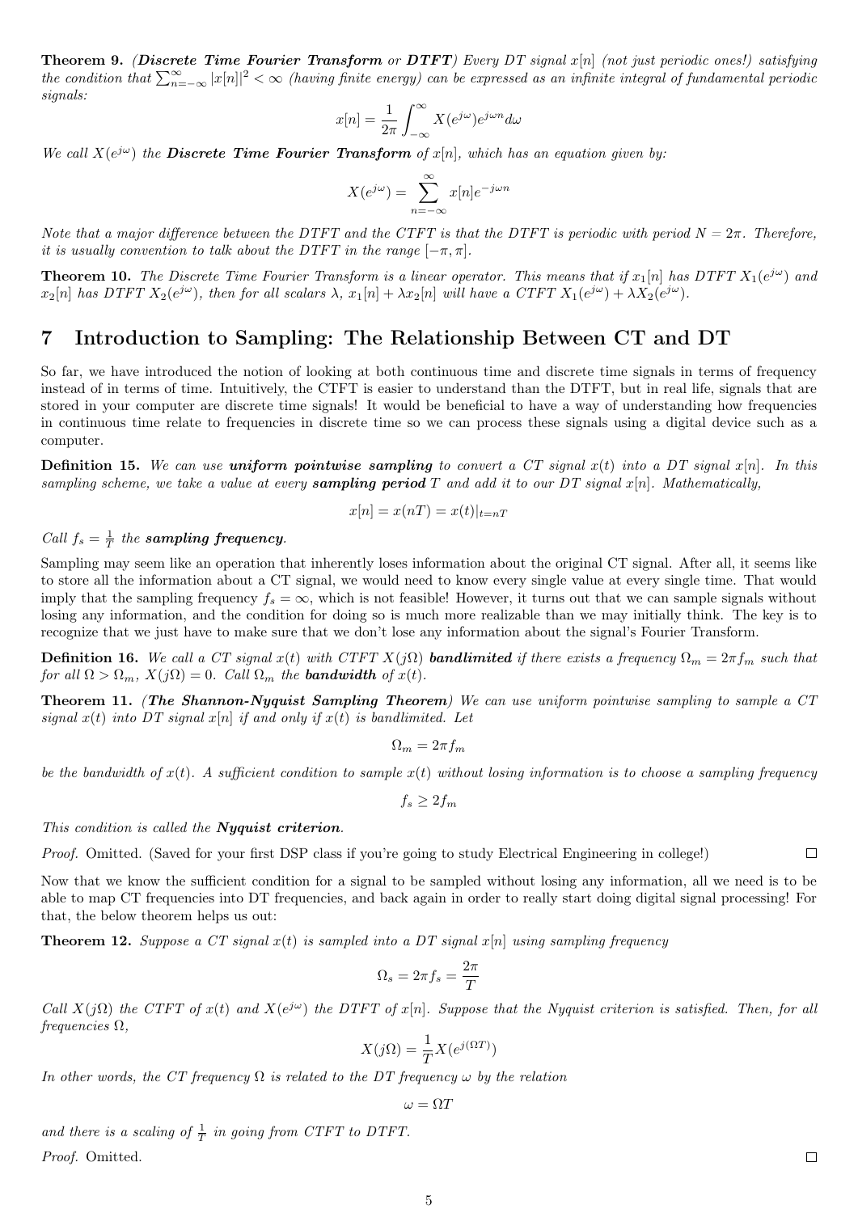**Theorem 9.** *(**Discrete Time Fourier Transform** or **DTFT**) Every DT signal $x[n]$ (not just periodic ones!) satisfying the condition that $\sum_{n=-\infty}^{\infty} |x[n]|^2 < \infty$ (having finite energy) can be expressed as an infinite integral of fundamental periodic signals:*

$$x[n] = \frac{1}{2\pi} \int_{-\infty}^{\infty} X(e^{j\omega}) e^{j\omega n} d\omega$$

*We call $X(e^{j\omega})$ the **Discrete Time Fourier Transform** of $x[n]$, which has an equation given by:*

$$X(e^{j\omega}) = \sum_{n=-\infty}^{\infty} x[n] e^{-j\omega n}$$

*Note that a major difference between the DTFT and the CTFT is that the DTFT is periodic with period $N = 2\pi$. Therefore, it is usually convention to talk about the DTFT in the range $[-\pi, \pi]$.*

**Theorem 10.** *The Discrete Time Fourier Transform is a linear operator. This means that if $x_1[n]$ has DTFT $X_1(e^{j\omega})$ and $x_2[n]$ has DTFT $X_2(e^{j\omega})$, then for all scalars $\lambda$, $x_1[n] + \lambda x_2[n]$ will have a CTFT $X_1(e^{j\omega}) + \lambda X_2(e^{j\omega})$.*

# 7 Introduction to Sampling: The Relationship Between CT and DT

So far, we have introduced the notion of looking at both continuous time and discrete time signals in terms of frequency instead of in terms of time. Intuitively, the CTFT is easier to understand than the DTFT, but in real life, signals that are stored in your computer are discrete time signals! It would be beneficial to have a way of understanding how frequencies in continuous time relate to frequencies in discrete time so we can process these signals using a digital device such as a computer.

**Definition 15.** *We can use **uniform pointwise sampling** to convert a CT signal $x(t)$ into a DT signal $x[n]$. In this sampling scheme, we take a value at every **sampling period** $T$ and add it to our DT signal $x[n]$. Mathematically,*

$$x[n] = x(nT) = x(t)|_{t=nT}$$

*Call $f_s = \frac{1}{T}$ the **sampling frequency**.*

Sampling may seem like an operation that inherently loses information about the original CT signal. After all, it seems like to store all the information about a CT signal, we would need to know every single value at every single time. That would imply that the sampling frequency $f_s = \infty$, which is not feasible! However, it turns out that we can sample signals without losing any information, and the condition for doing so is much more realizable than we may initially think. The key is to recognize that we just have to make sure that we don't lose any information about the signal's Fourier Transform.

**Definition 16.** *We call a CT signal $x(t)$ with CTFT $X(j\Omega)$ **bandlimited** if there exists a frequency $\Omega_m = 2\pi f_m$ such that for all $\Omega > \Omega_m$, $X(j\Omega) = 0$. Call $\Omega_m$ the **bandwidth** of $x(t)$.*

**Theorem 11.** *(**The Shannon-Nyquist Sampling Theorem**) We can use uniform pointwise sampling to sample a CT signal $x(t)$ into DT signal $x[n]$ if and only if $x(t)$ is bandlimited. Let*

$$\Omega_m = 2\pi f_m$$

*be the bandwidth of $x(t)$. A sufficient condition to sample $x(t)$ without losing information is to choose a sampling frequency*

$$f_s \geq 2 f_m$$

*This condition is called the **Nyquist criterion**.*

*Proof.* Omitted. (Saved for your first DSP class if you're going to study Electrical Engineering in college!) □

Now that we know the sufficient condition for a signal to be sampled without losing any information, all we need is to be able to map CT frequencies into DT frequencies, and back again in order to really start doing digital signal processing! For that, the below theorem helps us out:

**Theorem 12.** *Suppose a CT signal $x(t)$ is sampled into a DT signal $x[n]$ using sampling frequency*

$$\Omega_s = 2\pi f_s = \frac{2\pi}{T}$$

*Call $X(j\Omega)$ the CTFT of $x(t)$ and $X(e^{j\omega})$ the DTFT of $x[n]$. Suppose that the Nyquist criterion is satisfied. Then, for all frequencies $\Omega$,*

$$X(j\Omega) = \frac{1}{T} X(e^{j(\Omega T)})$$

*In other words, the CT frequency $\Omega$ is related to the DT frequency $\omega$ by the relation*

$$\omega = \Omega T$$

*and there is a scaling of $\frac{1}{T}$ in going from CTFT to DTFT.*

*Proof.* Omitted. □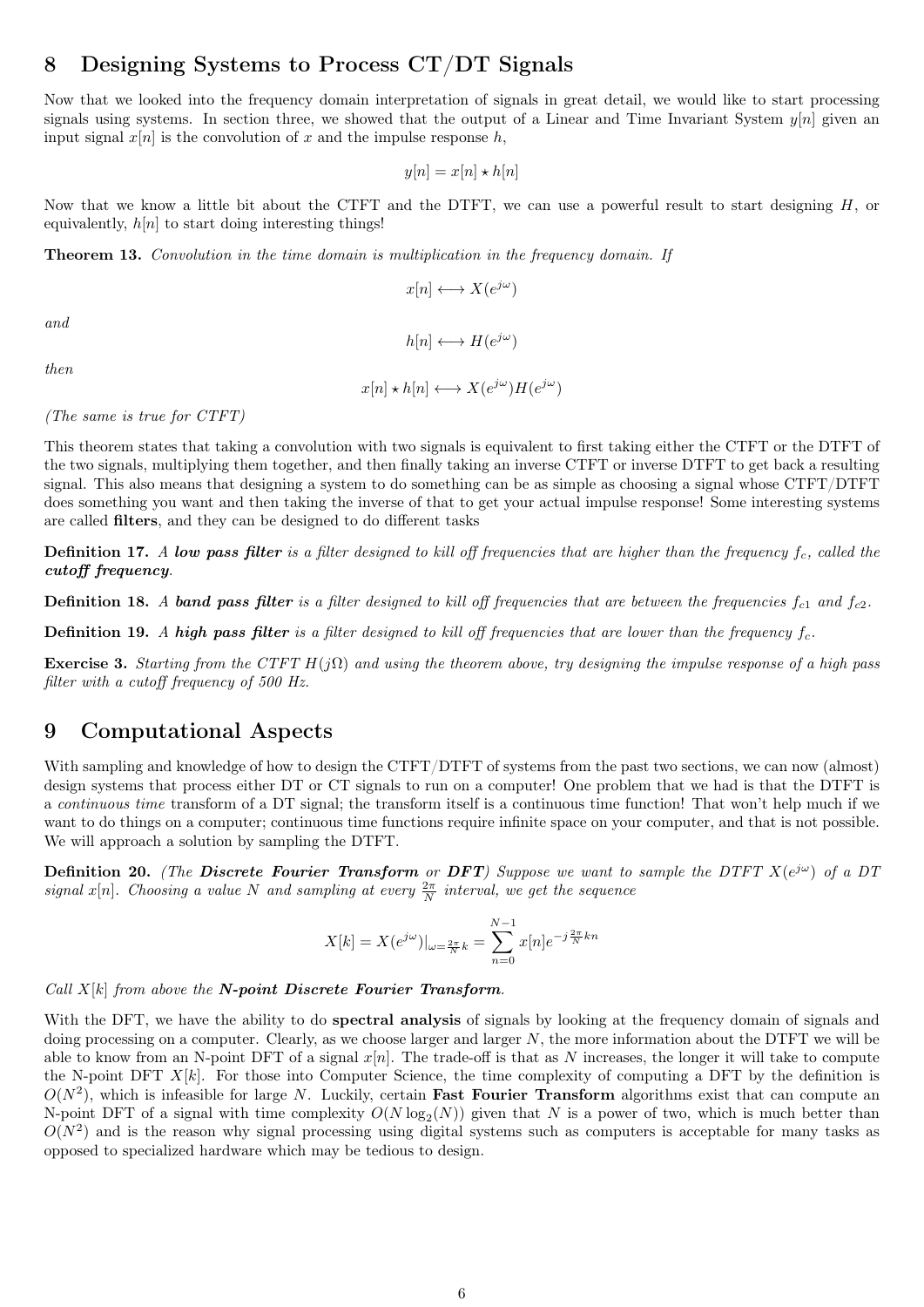## 8 Designing Systems to Process CT/DT Signals

Now that we looked into the frequency domain interpretation of signals in great detail, we would like to start processing signals using systems. In section three, we showed that the output of a Linear and Time Invariant System $y[n]$ given an input signal $x[n]$ is the convolution of $x$ and the impulse response $h$,

$$y[n] = x[n] \star h[n]$$

Now that we know a little bit about the CTFT and the DTFT, we can use a powerful result to start designing $H$, or equivalently, $h[n]$ to start doing interesting things!

**Theorem 13.** *Convolution in the time domain is multiplication in the frequency domain. If*

$$x[n] \longleftrightarrow X(e^{j\omega})$$

*and*

$$h[n] \longleftrightarrow H(e^{j\omega})$$

*then*

$$x[n] \star h[n] \longleftrightarrow X(e^{j\omega})H(e^{j\omega})$$

*(The same is true for CTFT)*

This theorem states that taking a convolution with two signals is equivalent to first taking either the CTFT or the DTFT of the two signals, multiplying them together, and then finally taking an inverse CTFT or inverse DTFT to get back a resulting signal. This also means that designing a system to do something can be as simple as choosing a signal whose CTFT/DTFT does something you want and then taking the inverse of that to get your actual impulse response! Some interesting systems are called **filters**, and they can be designed to do different tasks

**Definition 17.** *A **low pass filter** is a filter designed to kill off frequencies that are higher than the frequency $f_c$, called the **cutoff frequency**.*

**Definition 18.** *A **band pass filter** is a filter designed to kill off frequencies that are between the frequencies $f_{c1}$ and $f_{c2}$.*

**Definition 19.** *A **high pass filter** is a filter designed to kill off frequencies that are lower than the frequency $f_c$.*

**Exercise 3.** *Starting from the CTFT $H(j\Omega)$ and using the theorem above, try designing the impulse response of a high pass filter with a cutoff frequency of 500 Hz.*

## 9 Computational Aspects

With sampling and knowledge of how to design the CTFT/DTFT of systems from the past two sections, we can now (almost) design systems that process either DT or CT signals to run on a computer! One problem that we had is that the DTFT is a *continuous time* transform of a DT signal; the transform itself is a continuous time function! That won't help much if we want to do things on a computer; continuous time functions require infinite space on your computer, and that is not possible. We will approach a solution by sampling the DTFT.

**Definition 20.** *(The **Discrete Fourier Transform** or **DFT**) Suppose we want to sample the DTFT $X(e^{j\omega})$ of a DT signal $x[n]$. Choosing a value $N$ and sampling at every $\frac{2\pi}{N}$ interval, we get the sequence*

$$X[k] = X(e^{j\omega})|_{\omega=\frac{2\pi}{N}k} = \sum_{n=0}^{N-1} x[n]e^{-j\frac{2\pi}{N}kn}$$

*Call $X[k]$ from above the **N-point Discrete Fourier Transform**.*

With the DFT, we have the ability to do **spectral analysis** of signals by looking at the frequency domain of signals and doing processing on a computer. Clearly, as we choose larger and larger $N$, the more information about the DTFT we will be able to know from an N-point DFT of a signal $x[n]$. The trade-off is that as $N$ increases, the longer it will take to compute the N-point DFT $X[k]$. For those into Computer Science, the time complexity of computing a DFT by the definition is $O(N^2)$, which is infeasible for large $N$. Luckily, certain **Fast Fourier Transform** algorithms exist that can compute an N-point DFT of a signal with time complexity $O(N \log_2(N))$ given that $N$ is a power of two, which is much better than $O(N^2)$ and is the reason why signal processing using digital systems such as computers is acceptable for many tasks as opposed to specialized hardware which may be tedious to design.